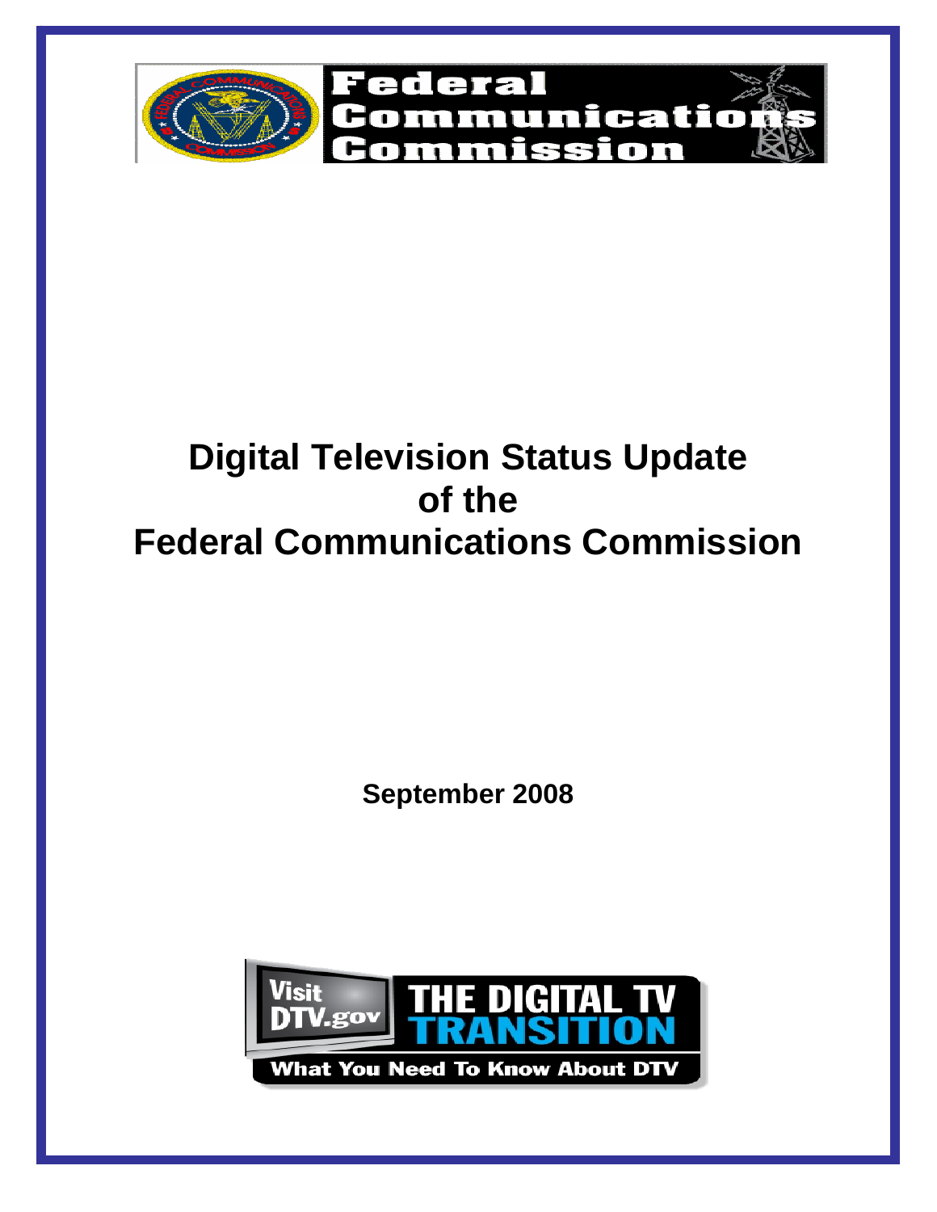Federal Communications Commission

# Digital Television Status Update of the Federal Communications Commission

**September 2008**

Visit DTV.gov

THE DIGITAL TV TRANSITION

What You Need To Know About DTV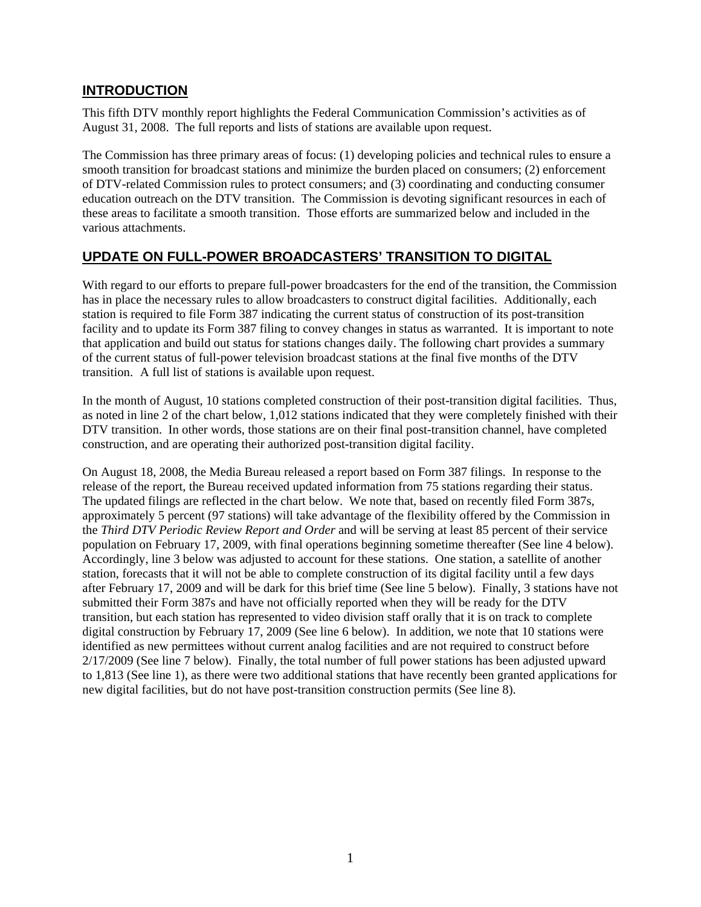## INTRODUCTION

This fifth DTV monthly report highlights the Federal Communication Commission's activities as of August 31, 2008. The full reports and lists of stations are available upon request.

The Commission has three primary areas of focus: (1) developing policies and technical rules to ensure a smooth transition for broadcast stations and minimize the burden placed on consumers; (2) enforcement of DTV-related Commission rules to protect consumers; and (3) coordinating and conducting consumer education outreach on the DTV transition. The Commission is devoting significant resources in each of these areas to facilitate a smooth transition. Those efforts are summarized below and included in the various attachments.

## UPDATE ON FULL-POWER BROADCASTERS' TRANSITION TO DIGITAL

With regard to our efforts to prepare full-power broadcasters for the end of the transition, the Commission has in place the necessary rules to allow broadcasters to construct digital facilities. Additionally, each station is required to file Form 387 indicating the current status of construction of its post-transition facility and to update its Form 387 filing to convey changes in status as warranted. It is important to note that application and build out status for stations changes daily. The following chart provides a summary of the current status of full-power television broadcast stations at the final five months of the DTV transition. A full list of stations is available upon request.

In the month of August, 10 stations completed construction of their post-transition digital facilities. Thus, as noted in line 2 of the chart below, 1,012 stations indicated that they were completely finished with their DTV transition. In other words, those stations are on their final post-transition channel, have completed construction, and are operating their authorized post-transition digital facility.

On August 18, 2008, the Media Bureau released a report based on Form 387 filings. In response to the release of the report, the Bureau received updated information from 75 stations regarding their status. The updated filings are reflected in the chart below. We note that, based on recently filed Form 387s, approximately 5 percent (97 stations) will take advantage of the flexibility offered by the Commission in the *Third DTV Periodic Review Report and Order* and will be serving at least 85 percent of their service population on February 17, 2009, with final operations beginning sometime thereafter (See line 4 below). Accordingly, line 3 below was adjusted to account for these stations. One station, a satellite of another station, forecasts that it will not be able to complete construction of its digital facility until a few days after February 17, 2009 and will be dark for this brief time (See line 5 below). Finally, 3 stations have not submitted their Form 387s and have not officially reported when they will be ready for the DTV transition, but each station has represented to video division staff orally that it is on track to complete digital construction by February 17, 2009 (See line 6 below). In addition, we note that 10 stations were identified as new permittees without current analog facilities and are not required to construct before 2/17/2009 (See line 7 below). Finally, the total number of full power stations has been adjusted upward to 1,813 (See line 1), as there were two additional stations that have recently been granted applications for new digital facilities, but do not have post-transition construction permits (See line 8).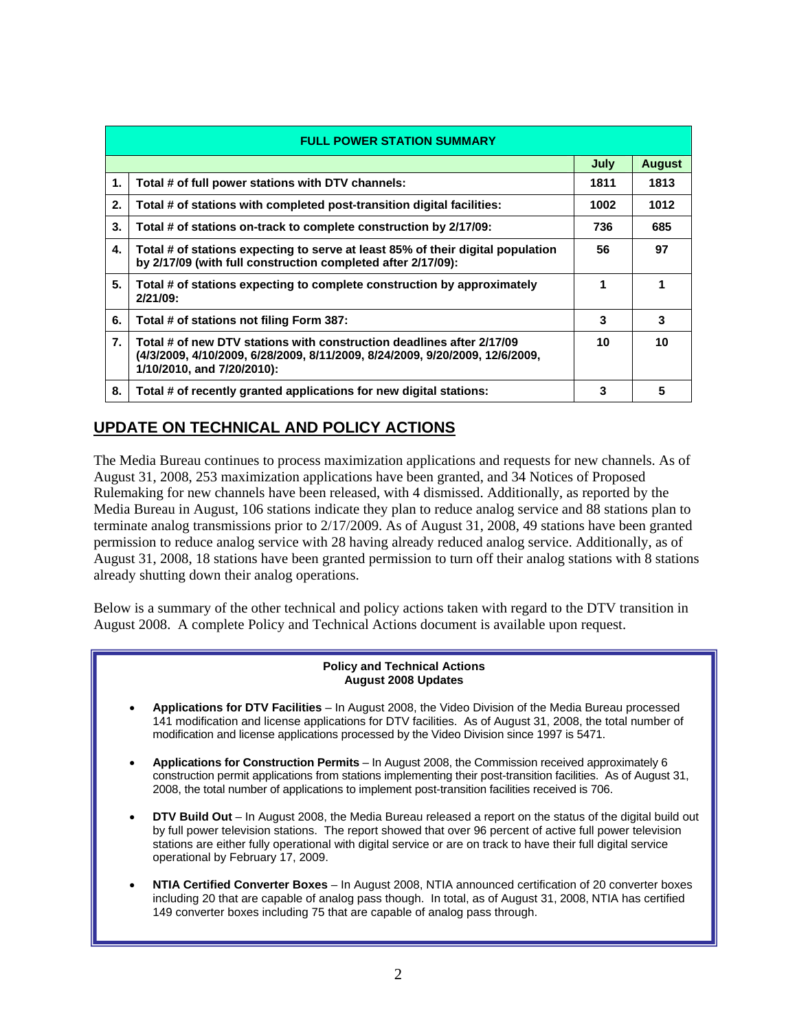| FULL POWER STATION SUMMARY | | | |
|---|---|---|---|
| | | **July** | **August** |
| **1.** | **Total # of full power stations with DTV channels:** | **1811** | **1813** |
| **2.** | **Total # of stations with completed post-transition digital facilities:** | **1002** | **1012** |
| **3.** | **Total # of stations on-track to complete construction by 2/17/09:** | **736** | **685** |
| **4.** | **Total # of stations expecting to serve at least 85% of their digital population by 2/17/09 (with full construction completed after 2/17/09):** | **56** | **97** |
| **5.** | **Total # of stations expecting to complete construction by approximately 2/21/09:** | **1** | **1** |
| **6.** | **Total # of stations not filing Form 387:** | **3** | **3** |
| **7.** | **Total # of new DTV stations with construction deadlines after 2/17/09 (4/3/2009, 4/10/2009, 6/28/2009, 8/11/2009, 8/24/2009, 9/20/2009, 12/6/2009, 1/10/2010, and 7/20/2010):** | **10** | **10** |
| **8.** | **Total # of recently granted applications for new digital stations:** | **3** | **5** |

## UPDATE ON TECHNICAL AND POLICY ACTIONS

The Media Bureau continues to process maximization applications and requests for new channels. As of August 31, 2008, 253 maximization applications have been granted, and 34 Notices of Proposed Rulemaking for new channels have been released, with 4 dismissed. Additionally, as reported by the Media Bureau in August, 106 stations indicate they plan to reduce analog service and 88 stations plan to terminate analog transmissions prior to 2/17/2009. As of August 31, 2008, 49 stations have been granted permission to reduce analog service with 28 having already reduced analog service. Additionally, as of August 31, 2008, 18 stations have been granted permission to turn off their analog stations with 8 stations already shutting down their analog operations.

Below is a summary of the other technical and policy actions taken with regard to the DTV transition in August 2008. A complete Policy and Technical Actions document is available upon request.

**Policy and Technical Actions**
**August 2008 Updates**

- **Applications for DTV Facilities** – In August 2008, the Video Division of the Media Bureau processed 141 modification and license applications for DTV facilities. As of August 31, 2008, the total number of modification and license applications processed by the Video Division since 1997 is 5471.
- **Applications for Construction Permits** – In August 2008, the Commission received approximately 6 construction permit applications from stations implementing their post-transition facilities. As of August 31, 2008, the total number of applications to implement post-transition facilities received is 706.
- **DTV Build Out** – In August 2008, the Media Bureau released a report on the status of the digital build out by full power television stations. The report showed that over 96 percent of active full power television stations are either fully operational with digital service or are on track to have their full digital service operational by February 17, 2009.
- **NTIA Certified Converter Boxes** – In August 2008, NTIA announced certification of 20 converter boxes including 20 that are capable of analog pass though. In total, as of August 31, 2008, NTIA has certified 149 converter boxes including 75 that are capable of analog pass through.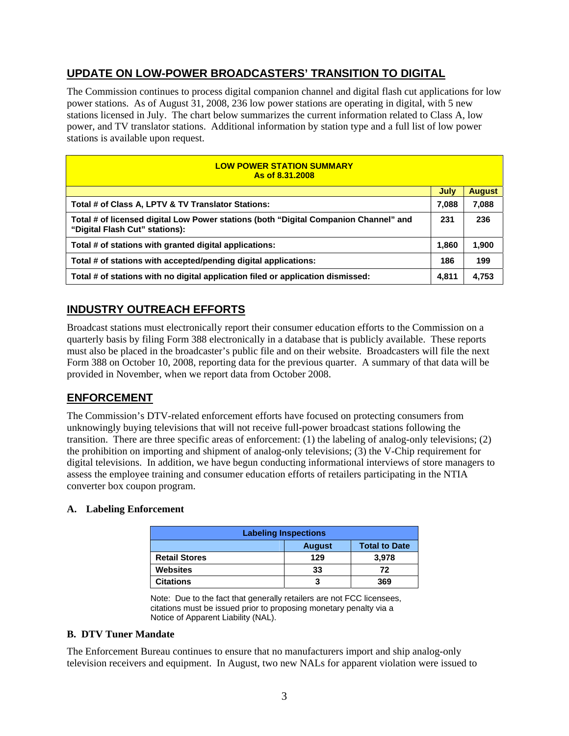## UPDATE ON LOW-POWER BROADCASTERS' TRANSITION TO DIGITAL

The Commission continues to process digital companion channel and digital flash cut applications for low power stations. As of August 31, 2008, 236 low power stations are operating in digital, with 5 new stations licensed in July. The chart below summarizes the current information related to Class A, low power, and TV translator stations. Additional information by station type and a full list of low power stations is available upon request.

| LOW POWER STATION SUMMARY As of 8.31.2008 | | |
|---|---|---|
| | **July** | **August** |
| **Total # of Class A, LPTV & TV Translator Stations:** | **7,088** | **7,088** |
| **Total # of licensed digital Low Power stations (both "Digital Companion Channel" and "Digital Flash Cut" stations):** | **231** | **236** |
| **Total # of stations with granted digital applications:** | **1,860** | **1,900** |
| **Total # of stations with accepted/pending digital applications:** | **186** | **199** |
| **Total # of stations with no digital application filed or application dismissed:** | **4,811** | **4,753** |

## INDUSTRY OUTREACH EFFORTS

Broadcast stations must electronically report their consumer education efforts to the Commission on a quarterly basis by filing Form 388 electronically in a database that is publicly available. These reports must also be placed in the broadcaster's public file and on their website. Broadcasters will file the next Form 388 on October 10, 2008, reporting data for the previous quarter. A summary of that data will be provided in November, when we report data from October 2008.

## ENFORCEMENT

The Commission's DTV-related enforcement efforts have focused on protecting consumers from unknowingly buying televisions that will not receive full-power broadcast stations following the transition. There are three specific areas of enforcement: (1) the labeling of analog-only televisions; (2) the prohibition on importing and shipment of analog-only televisions; (3) the V-Chip requirement for digital televisions. In addition, we have begun conducting informational interviews of store managers to assess the employee training and consumer education efforts of retailers participating in the NTIA converter box coupon program.

### A. Labeling Enforcement

| Labeling Inspections | | |
|---|---|---|
| | **August** | **Total to Date** |
| **Retail Stores** | **129** | **3,978** |
| **Websites** | **33** | **72** |
| **Citations** | **3** | **369** |

Note: Due to the fact that generally retailers are not FCC licensees, citations must be issued prior to proposing monetary penalty via a Notice of Apparent Liability (NAL).

### B. DTV Tuner Mandate

The Enforcement Bureau continues to ensure that no manufacturers import and ship analog-only television receivers and equipment. In August, two new NALs for apparent violation were issued to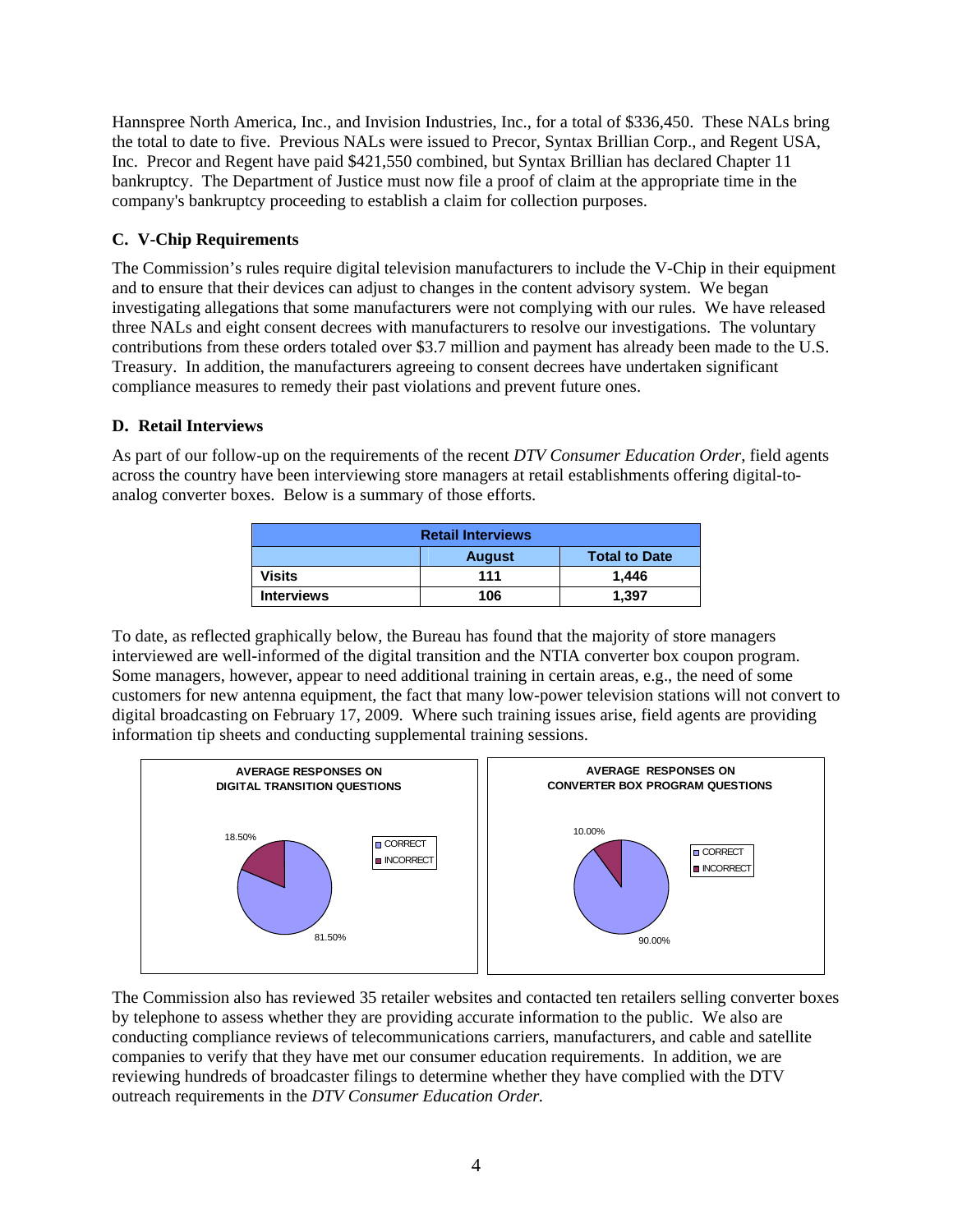Hannspree North America, Inc., and Invision Industries, Inc., for a total of $336,450. These NALs bring the total to date to five. Previous NALs were issued to Precor, Syntax Brillian Corp., and Regent USA, Inc. Precor and Regent have paid $421,550 combined, but Syntax Brillian has declared Chapter 11 bankruptcy. The Department of Justice must now file a proof of claim at the appropriate time in the company's bankruptcy proceeding to establish a claim for collection purposes.

### C. V-Chip Requirements

The Commission's rules require digital television manufacturers to include the V-Chip in their equipment and to ensure that their devices can adjust to changes in the content advisory system. We began investigating allegations that some manufacturers were not complying with our rules. We have released three NALs and eight consent decrees with manufacturers to resolve our investigations. The voluntary contributions from these orders totaled over $3.7 million and payment has already been made to the U.S. Treasury. In addition, the manufacturers agreeing to consent decrees have undertaken significant compliance measures to remedy their past violations and prevent future ones.

### D. Retail Interviews

As part of our follow-up on the requirements of the recent *DTV Consumer Education Order*, field agents across the country have been interviewing store managers at retail establishments offering digital-to-analog converter boxes. Below is a summary of those efforts.

| Retail Interviews | | |
|---|---|---|
| | **August** | **Total to Date** |
| **Visits** | 111 | 1,446 |
| **Interviews** | 106 | 1,397 |

To date, as reflected graphically below, the Bureau has found that the majority of store managers interviewed are well-informed of the digital transition and the NTIA converter box coupon program. Some managers, however, appear to need additional training in certain areas, e.g., the need of some customers for new antenna equipment, the fact that many low-power television stations will not convert to digital broadcasting on February 17, 2009. Where such training issues arise, field agents are providing information tip sheets and conducting supplemental training sessions.

**AVERAGE RESPONSES ON DIGITAL TRANSITION QUESTIONS**

| Response | Percent |
|---|---|
| CORRECT | 81.50% |
| INCORRECT | 18.50% |

**AVERAGE RESPONSES ON CONVERTER BOX PROGRAM QUESTIONS**

| Response | Percent |
|---|---|
| CORRECT | 90.00% |
| INCORRECT | 10.00% |

The Commission also has reviewed 35 retailer websites and contacted ten retailers selling converter boxes by telephone to assess whether they are providing accurate information to the public. We also are conducting compliance reviews of telecommunications carriers, manufacturers, and cable and satellite companies to verify that they have met our consumer education requirements. In addition, we are reviewing hundreds of broadcaster filings to determine whether they have complied with the DTV outreach requirements in the *DTV Consumer Education Order.*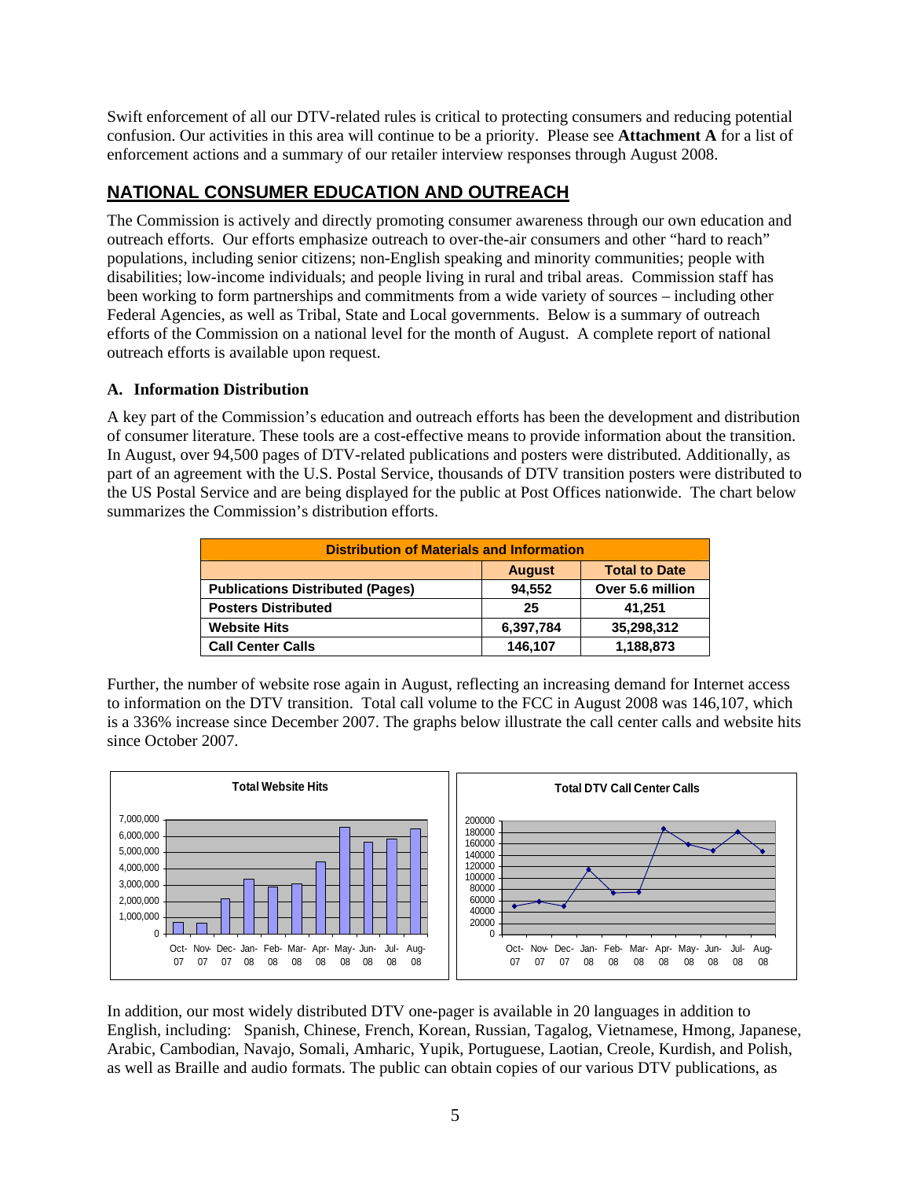Swift enforcement of all our DTV-related rules is critical to protecting consumers and reducing potential confusion. Our activities in this area will continue to be a priority. Please see **Attachment A** for a list of enforcement actions and a summary of our retailer interview responses through August 2008.

## NATIONAL CONSUMER EDUCATION AND OUTREACH

The Commission is actively and directly promoting consumer awareness through our own education and outreach efforts. Our efforts emphasize outreach to over-the-air consumers and other "hard to reach" populations, including senior citizens; non-English speaking and minority communities; people with disabilities; low-income individuals; and people living in rural and tribal areas. Commission staff has been working to form partnerships and commitments from a wide variety of sources – including other Federal Agencies, as well as Tribal, State and Local governments. Below is a summary of outreach efforts of the Commission on a national level for the month of August. A complete report of national outreach efforts is available upon request.

### A. Information Distribution

A key part of the Commission's education and outreach efforts has been the development and distribution of consumer literature. These tools are a cost-effective means to provide information about the transition. In August, over 94,500 pages of DTV-related publications and posters were distributed. Additionally, as part of an agreement with the U.S. Postal Service, thousands of DTV transition posters were distributed to the US Postal Service and are being displayed for the public at Post Offices nationwide. The chart below summarizes the Commission's distribution efforts.

| Distribution of Materials and Information | | |
|---|---|---|
| | **August** | **Total to Date** |
| **Publications Distributed (Pages)** | 94,552 | Over 5.6 million |
| **Posters Distributed** | 25 | 41,251 |
| **Website Hits** | 6,397,784 | 35,298,312 |
| **Call Center Calls** | 146,107 | 1,188,873 |

Further, the number of website rose again in August, reflecting an increasing demand for Internet access to information on the DTV transition. Total call volume to the FCC in August 2008 was 146,107, which is a 336% increase since December 2007. The graphs below illustrate the call center calls and website hits since October 2007.

**Total Website Hits**

**Total DTV Call Center Calls**

In addition, our most widely distributed DTV one-pager is available in 20 languages in addition to English, including: Spanish, Chinese, French, Korean, Russian, Tagalog, Vietnamese, Hmong, Japanese, Arabic, Cambodian, Navajo, Somali, Amharic, Yupik, Portuguese, Laotian, Creole, Kurdish, and Polish, as well as Braille and audio formats. The public can obtain copies of our various DTV publications, as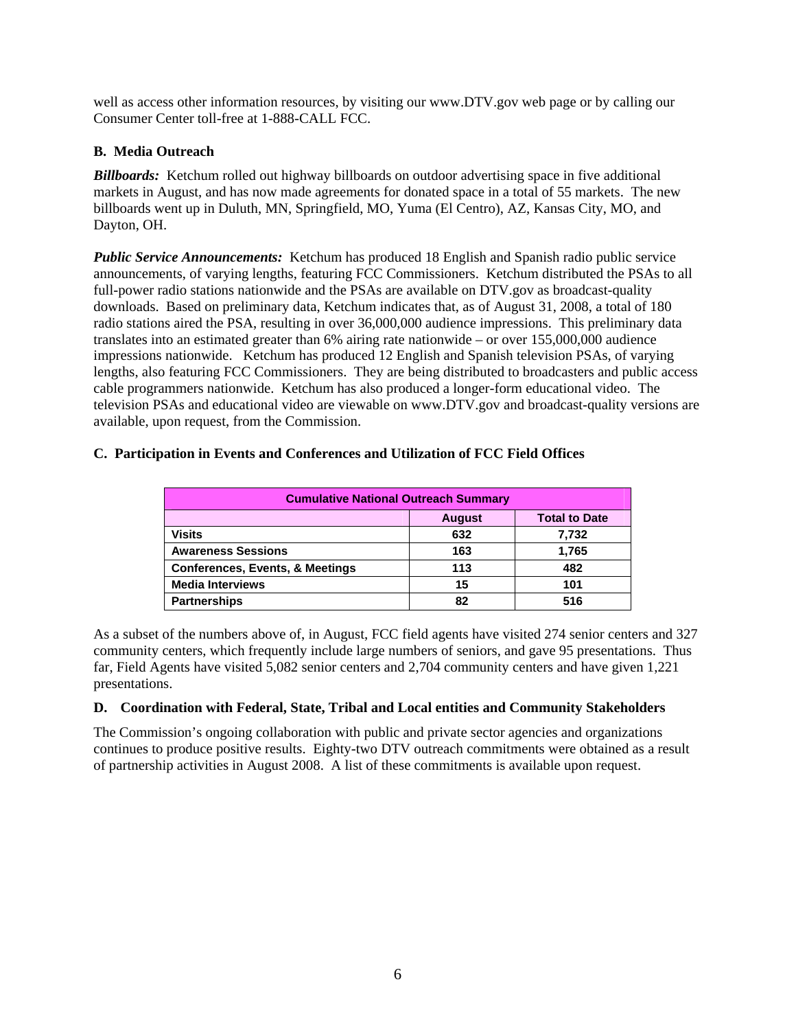well as access other information resources, by visiting our www.DTV.gov web page or by calling our Consumer Center toll-free at 1-888-CALL FCC.

### B. Media Outreach

***Billboards:*** Ketchum rolled out highway billboards on outdoor advertising space in five additional markets in August, and has now made agreements for donated space in a total of 55 markets. The new billboards went up in Duluth, MN, Springfield, MO, Yuma (El Centro), AZ, Kansas City, MO, and Dayton, OH.

***Public Service Announcements:*** Ketchum has produced 18 English and Spanish radio public service announcements, of varying lengths, featuring FCC Commissioners. Ketchum distributed the PSAs to all full-power radio stations nationwide and the PSAs are available on DTV.gov as broadcast-quality downloads. Based on preliminary data, Ketchum indicates that, as of August 31, 2008, a total of 180 radio stations aired the PSA, resulting in over 36,000,000 audience impressions. This preliminary data translates into an estimated greater than 6% airing rate nationwide – or over 155,000,000 audience impressions nationwide. Ketchum has produced 12 English and Spanish television PSAs, of varying lengths, also featuring FCC Commissioners. They are being distributed to broadcasters and public access cable programmers nationwide. Ketchum has also produced a longer-form educational video. The television PSAs and educational video are viewable on www.DTV.gov and broadcast-quality versions are available, upon request, from the Commission.

### C. Participation in Events and Conferences and Utilization of FCC Field Offices

| Cumulative National Outreach Summary | | |
|---|---|---|
| | **August** | **Total to Date** |
| **Visits** | 632 | 7,732 |
| **Awareness Sessions** | 163 | 1,765 |
| **Conferences, Events, & Meetings** | 113 | 482 |
| **Media Interviews** | 15 | 101 |
| **Partnerships** | 82 | 516 |

As a subset of the numbers above of, in August, FCC field agents have visited 274 senior centers and 327 community centers, which frequently include large numbers of seniors, and gave 95 presentations. Thus far, Field Agents have visited 5,082 senior centers and 2,704 community centers and have given 1,221 presentations.

### D. Coordination with Federal, State, Tribal and Local entities and Community Stakeholders

The Commission's ongoing collaboration with public and private sector agencies and organizations continues to produce positive results. Eighty-two DTV outreach commitments were obtained as a result of partnership activities in August 2008. A list of these commitments is available upon request.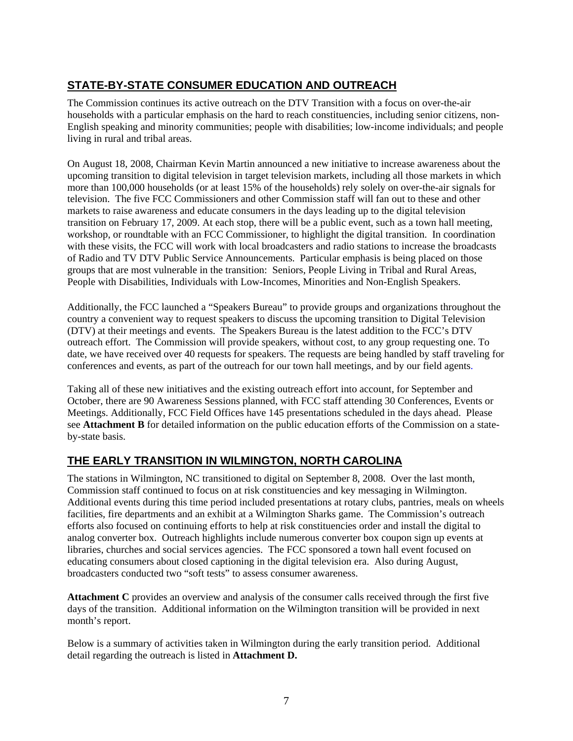## STATE-BY-STATE CONSUMER EDUCATION AND OUTREACH

The Commission continues its active outreach on the DTV Transition with a focus on over-the-air households with a particular emphasis on the hard to reach constituencies, including senior citizens, non-English speaking and minority communities; people with disabilities; low-income individuals; and people living in rural and tribal areas.

On August 18, 2008, Chairman Kevin Martin announced a new initiative to increase awareness about the upcoming transition to digital television in target television markets, including all those markets in which more than 100,000 households (or at least 15% of the households) rely solely on over-the-air signals for television. The five FCC Commissioners and other Commission staff will fan out to these and other markets to raise awareness and educate consumers in the days leading up to the digital television transition on February 17, 2009. At each stop, there will be a public event, such as a town hall meeting, workshop, or roundtable with an FCC Commissioner, to highlight the digital transition. In coordination with these visits, the FCC will work with local broadcasters and radio stations to increase the broadcasts of Radio and TV DTV Public Service Announcements. Particular emphasis is being placed on those groups that are most vulnerable in the transition: Seniors, People Living in Tribal and Rural Areas, People with Disabilities, Individuals with Low-Incomes, Minorities and Non-English Speakers.

Additionally, the FCC launched a "Speakers Bureau" to provide groups and organizations throughout the country a convenient way to request speakers to discuss the upcoming transition to Digital Television (DTV) at their meetings and events. The Speakers Bureau is the latest addition to the FCC's DTV outreach effort. The Commission will provide speakers, without cost, to any group requesting one. To date, we have received over 40 requests for speakers. The requests are being handled by staff traveling for conferences and events, as part of the outreach for our town hall meetings, and by our field agents.

Taking all of these new initiatives and the existing outreach effort into account, for September and October, there are 90 Awareness Sessions planned, with FCC staff attending 30 Conferences, Events or Meetings. Additionally, FCC Field Offices have 145 presentations scheduled in the days ahead. Please see **Attachment B** for detailed information on the public education efforts of the Commission on a state-by-state basis.

## THE EARLY TRANSITION IN WILMINGTON, NORTH CAROLINA

The stations in Wilmington, NC transitioned to digital on September 8, 2008. Over the last month, Commission staff continued to focus on at risk constituencies and key messaging in Wilmington. Additional events during this time period included presentations at rotary clubs, pantries, meals on wheels facilities, fire departments and an exhibit at a Wilmington Sharks game. The Commission's outreach efforts also focused on continuing efforts to help at risk constituencies order and install the digital to analog converter box. Outreach highlights include numerous converter box coupon sign up events at libraries, churches and social services agencies. The FCC sponsored a town hall event focused on educating consumers about closed captioning in the digital television era. Also during August, broadcasters conducted two "soft tests" to assess consumer awareness.

**Attachment C** provides an overview and analysis of the consumer calls received through the first five days of the transition. Additional information on the Wilmington transition will be provided in next month's report.

Below is a summary of activities taken in Wilmington during the early transition period. Additional detail regarding the outreach is listed in **Attachment D.**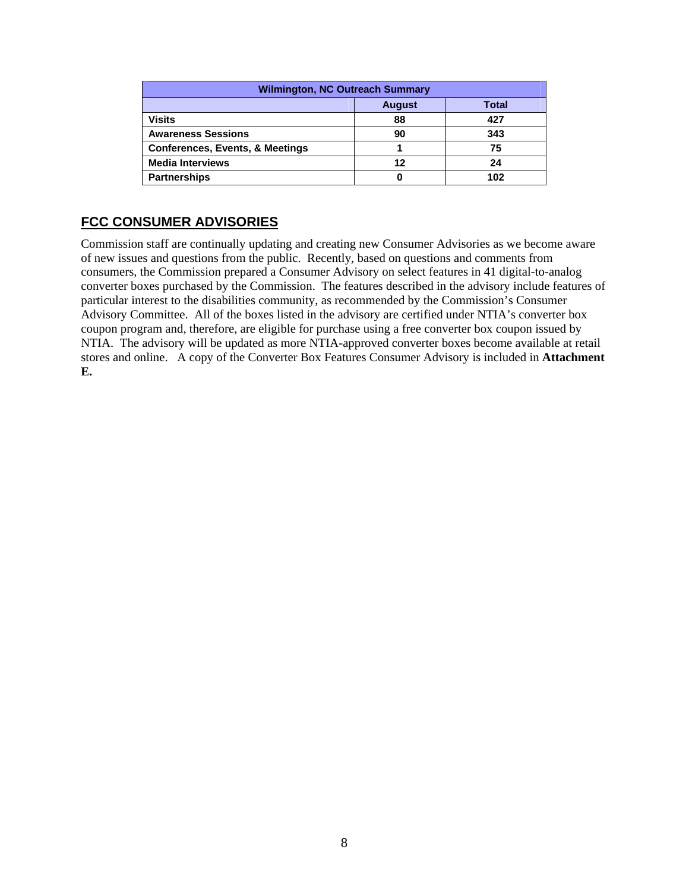| Wilmington, NC Outreach Summary | | |
|---|---|---|
| | **August** | **Total** |
| **Visits** | **88** | **427** |
| **Awareness Sessions** | **90** | **343** |
| **Conferences, Events, & Meetings** | **1** | **75** |
| **Media Interviews** | **12** | **24** |
| **Partnerships** | **0** | **102** |

## FCC CONSUMER ADVISORIES

Commission staff are continually updating and creating new Consumer Advisories as we become aware of new issues and questions from the public. Recently, based on questions and comments from consumers, the Commission prepared a Consumer Advisory on select features in 41 digital-to-analog converter boxes purchased by the Commission. The features described in the advisory include features of particular interest to the disabilities community, as recommended by the Commission's Consumer Advisory Committee. All of the boxes listed in the advisory are certified under NTIA's converter box coupon program and, therefore, are eligible for purchase using a free converter box coupon issued by NTIA. The advisory will be updated as more NTIA-approved converter boxes become available at retail stores and online. A copy of the Converter Box Features Consumer Advisory is included in **Attachment E.**